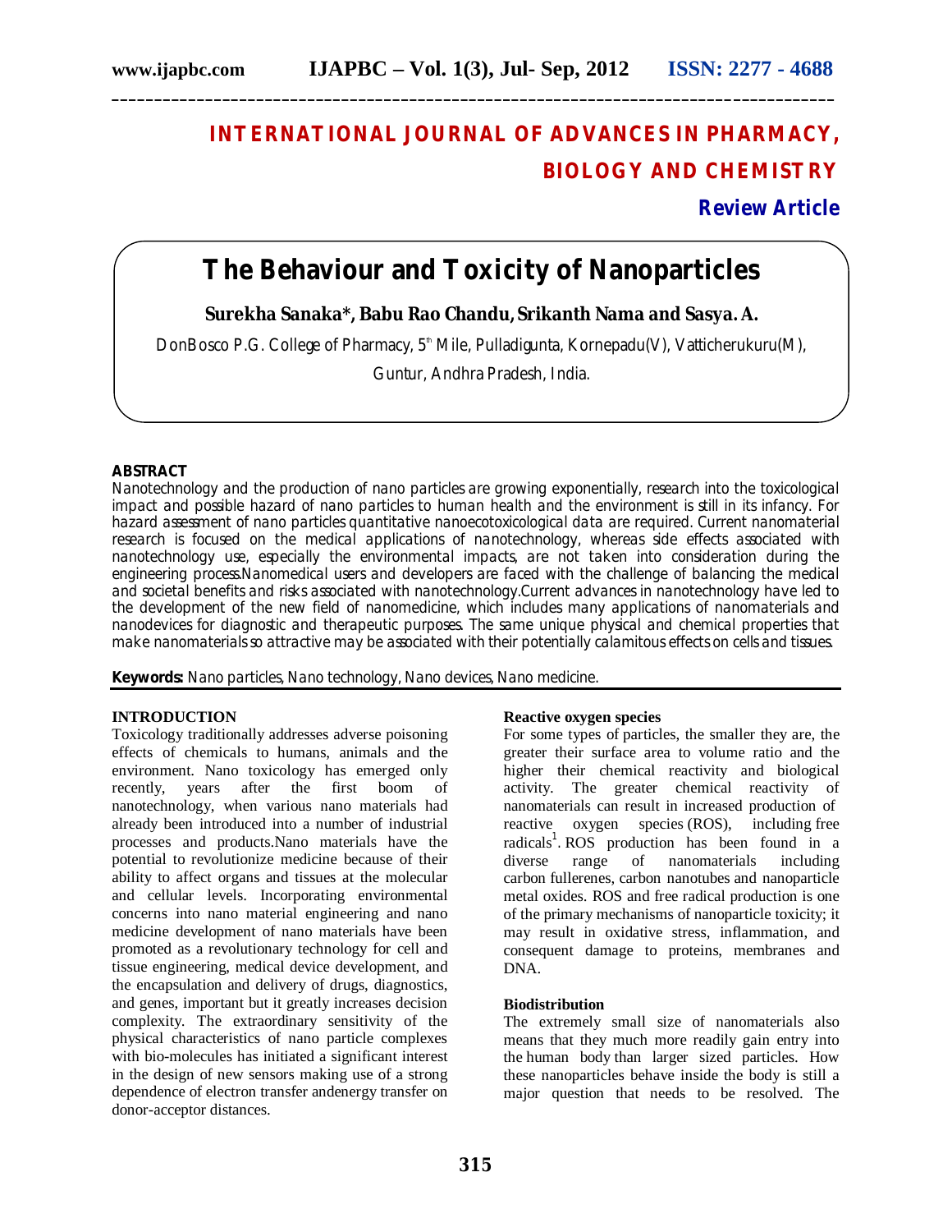# INTERNATIONAL JOURNAL OF ADVANCES IN PHARMACY, BIOLOGY AND CHEMISTRY

**Review Article**

# The Behaviour and Toxicity of Nanoparticles

**Surekha Sanaka*, Babu Rao Chandu, Srikanth Nama and Sasya. A.**

DonBosco P.G. College of Pharmacy, 5th Mile, Pulladigunta, Kornepadu(V), Vatticherukuru(M), Guntur, Andhra Pradesh, India.

## ABSTRACT

Nanotechnology and the production of nano particles are growing exponentially, research into the toxicological impact and possible hazard of nano particles to human health and the environment is still in its infancy. For hazard assessment of nano particles quantitative nanoecotoxicological data are required. Current nanomaterial research is focused on the medical applications of nanotechnology, whereas side effects associated with nanotechnology use, especially the environmental impacts, are not taken into consideration during the engineering process.Nanomedical users and developers are faced with the challenge of balancing the medical and societal benefits and risks associated with nanotechnology.Current advances in nanotechnology have led to the development of the new field of nanomedicine, which includes many applications of nanomaterials and nanodevices for diagnostic and therapeutic purposes. The same unique physical and chemical properties that make nanomaterials so attractive may be associated with their potentially calamitous effects on cells and tissues.

**Keywords:** Nano particles, Nano technology, Nano devices, Nano medicine.

## INTRODUCTION

Toxicology traditionally addresses adverse poisoning effects of chemicals to humans, animals and the environment. Nano toxicology has emerged only recently, years after the first boom of nanotechnology, when various nano materials had already been introduced into a number of industrial processes and products.Nano materials have the potential to revolutionize medicine because of their ability to affect organs and tissues at the molecular and cellular levels. Incorporating environmental concerns into nano material engineering and nano medicine development of nano materials have been promoted as a revolutionary technology for cell and tissue engineering, medical device development, and the encapsulation and delivery of drugs, diagnostics, and genes, important but it greatly increases decision complexity. The extraordinary sensitivity of the physical characteristics of nano particle complexes with bio-molecules has initiated a significant interest in the design of new sensors making use of a strong dependence of electron transfer andenergy transfer on donor-acceptor distances.

### Reactive oxygen species

For some types of particles, the smaller they are, the greater their surface area to volume ratio and the higher their chemical reactivity and biological activity. The greater chemical reactivity of nanomaterials can result in increased production of reactive oxygen species (ROS), including free radicals[1]. ROS production has been found in a diverse range of nanomaterials including carbon fullerenes, carbon nanotubes and nanoparticle metal oxides. ROS and free radical production is one of the primary mechanisms of nanoparticle toxicity; it may result in oxidative stress, inflammation, and consequent damage to proteins, membranes and DNA.

### Biodistribution

The extremely small size of nanomaterials also means that they much more readily gain entry into the human body than larger sized particles. How these nanoparticles behave inside the body is still a major question that needs to be resolved. The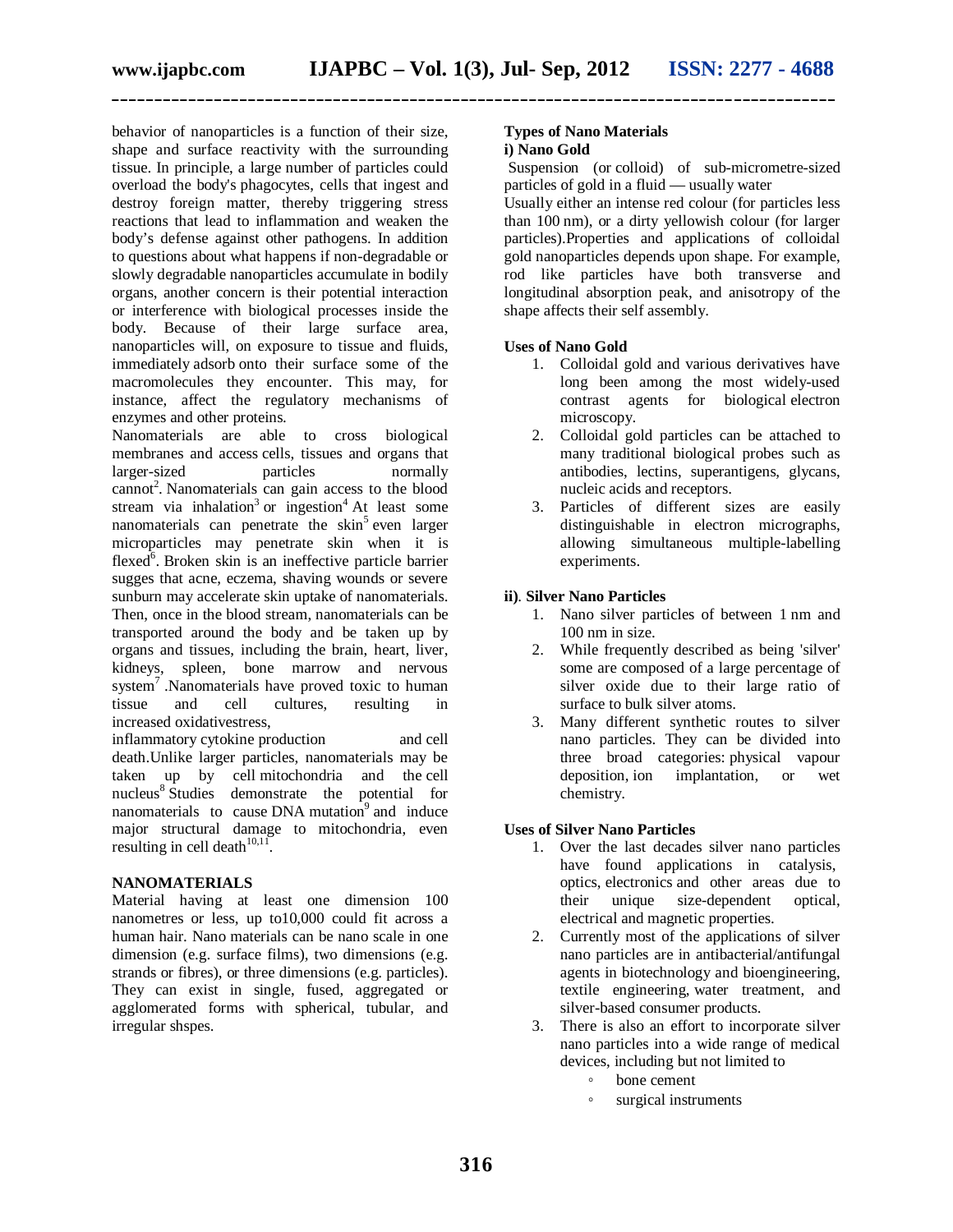behavior of nanoparticles is a function of their size, shape and surface reactivity with the surrounding tissue. In principle, a large number of particles could overload the body's phagocytes, cells that ingest and destroy foreign matter, thereby triggering stress reactions that lead to inflammation and weaken the body's defense against other pathogens. In addition to questions about what happens if non-degradable or slowly degradable nanoparticles accumulate in bodily organs, another concern is their potential interaction or interference with biological processes inside the body. Because of their large surface area, nanoparticles will, on exposure to tissue and fluids, immediately adsorb onto their surface some of the macromolecules they encounter. This may, for instance, affect the regulatory mechanisms of enzymes and other proteins.

Nanomaterials are able to cross biological membranes and access cells, tissues and organs that larger-sized particles normally cannot[2]. Nanomaterials can gain access to the blood stream via inhalation[3] or ingestion[4] At least some nanomaterials can penetrate the skin[5] even larger microparticles may penetrate skin when it is flexed[6]. Broken skin is an ineffective particle barrier sugges that acne, eczema, shaving wounds or severe sunburn may accelerate skin uptake of nanomaterials. Then, once in the blood stream, nanomaterials can be transported around the body and be taken up by organs and tissues, including the brain, heart, liver, kidneys, spleen, bone marrow and nervous system[7] .Nanomaterials have proved toxic to human tissue and cell cultures, resulting in increased oxidativestress, inflammatory cytokine production and cell death.Unlike larger particles, nanomaterials may be taken up by cell mitochondria and the cell nucleus[8] Studies demonstrate the potential for nanomaterials to cause DNA mutation[9] and induce major structural damage to mitochondria, even resulting in cell death[10,11].

## NANOMATERIALS

Material having at least one dimension 100 nanometres or less, up to10,000 could fit across a human hair. Nano materials can be nano scale in one dimension (e.g. surface films), two dimensions (e.g. strands or fibres), or three dimensions (e.g. particles). They can exist in single, fused, aggregated or agglomerated forms with spherical, tubular, and irregular shspes.

## Types of Nano Materials

### i) Nano Gold

Suspension (or colloid) of sub-micrometre-sized particles of gold in a fluid — usually water

Usually either an intense red colour (for particles less than 100 nm), or a dirty yellowish colour (for larger particles).Properties and applications of colloidal gold nanoparticles depends upon shape. For example, rod like particles have both transverse and longitudinal absorption peak, and anisotropy of the shape affects their self assembly.

### Uses of Nano Gold

1. Colloidal gold and various derivatives have long been among the most widely-used contrast agents for biological electron microscopy.
2. Colloidal gold particles can be attached to many traditional biological probes such as antibodies, lectins, superantigens, glycans, nucleic acids and receptors.
3. Particles of different sizes are easily distinguishable in electron micrographs, allowing simultaneous multiple-labelling experiments.

### ii). Silver Nano Particles

1. Nano silver particles of between 1 nm and 100 nm in size.
2. While frequently described as being 'silver' some are composed of a large percentage of silver oxide due to their large ratio of surface to bulk silver atoms.
3. Many different synthetic routes to silver nano particles. They can be divided into three broad categories: physical vapour deposition, ion implantation, or wet chemistry.

### Uses of Silver Nano Particles

1. Over the last decades silver nano particles have found applications in catalysis, optics, electronics and other areas due to their unique size-dependent optical, electrical and magnetic properties.
2. Currently most of the applications of silver nano particles are in antibacterial/antifungal agents in biotechnology and bioengineering, textile engineering, water treatment, and silver-based consumer products.
3. There is also an effort to incorporate silver nano particles into a wide range of medical devices, including but not limited to
   - bone cement
   - surgical instruments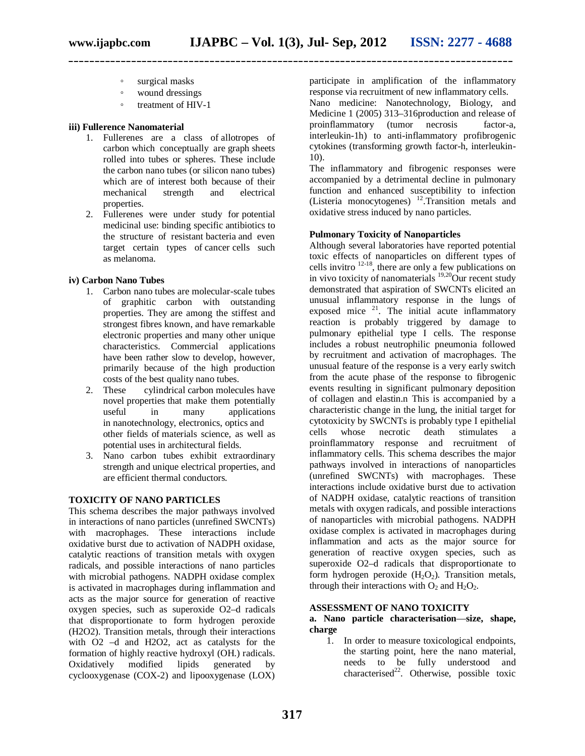- surgical masks
- wound dressings
- treatment of HIV-1

**iii) Fullerence Nanomaterial**

1. Fullerenes are a class of allotropes of carbon which conceptually are graph sheets rolled into tubes or spheres. These include the carbon nano tubes (or silicon nano tubes) which are of interest both because of their mechanical strength and electrical properties.
2. Fullerenes were under study for potential medicinal use: binding specific antibiotics to the structure of resistant bacteria and even target certain types of cancer cells such as melanoma.

**iv) Carbon Nano Tubes**

1. Carbon nano tubes are molecular-scale tubes of graphitic carbon with outstanding properties. They are among the stiffest and strongest fibres known, and have remarkable electronic properties and many other unique characteristics. Commercial applications have been rather slow to develop, however, primarily because of the high production costs of the best quality nano tubes.
2. These cylindrical carbon molecules have novel properties that make them potentially useful in many applications in nanotechnology, electronics, optics and other fields of materials science, as well as potential uses in architectural fields.
3. Nano carbon tubes exhibit extraordinary strength and unique electrical properties, and are efficient thermal conductors.

**TOXICITY OF NANO PARTICLES**

This schema describes the major pathways involved in interactions of nano particles (unrefined SWCNTs) with macrophages. These interactions include oxidative burst due to activation of NADPH oxidase, catalytic reactions of transition metals with oxygen radicals, and possible interactions of nano particles with microbial pathogens. NADPH oxidase complex is activated in macrophages during inflammation and acts as the major source for generation of reactive oxygen species, such as superoxide O2–d radicals that disproportionate to form hydrogen peroxide (H2O2). Transition metals, through their interactions with O2 –d and H2O2, act as catalysts for the formation of highly reactive hydroxyl (OH.) radicals. Oxidatively modified lipids generated by cyclooxygenase (COX-2) and lipooxygenase (LOX) participate in amplification of the inflammatory response via recruitment of new inflammatory cells.

Nano medicine: Nanotechnology, Biology, and Medicine 1 (2005) 313–316production and release of proinflammatory (tumor necrosis factor-a, interleukin-1h) to anti-inflammatory profibrogenic cytokines (transforming growth factor-h, interleukin-10).

The inflammatory and fibrogenic responses were accompanied by a detrimental decline in pulmonary function and enhanced susceptibility to infection (Listeria monocytogenes) [12].Transition metals and oxidative stress induced by nano particles.

**Pulmonary Toxicity of Nanoparticles**

Although several laboratories have reported potential toxic effects of nanoparticles on different types of cells invitro [12-18], there are only a few publications on in vivo toxicity of nanomaterials [19,20]Our recent study demonstrated that aspiration of SWCNTs elicited an unusual inflammatory response in the lungs of exposed mice [21]. The initial acute inflammatory reaction is probably triggered by damage to pulmonary epithelial type I cells. The response includes a robust neutrophilic pneumonia followed by recruitment and activation of macrophages. The unusual feature of the response is a very early switch from the acute phase of the response to fibrogenic events resulting in significant pulmonary deposition of collagen and elastin.n This is accompanied by a characteristic change in the lung, the initial target for cytotoxicity by SWCNTs is probably type I epithelial cells whose necrotic death stimulates a proinflammatory response and recruitment of inflammatory cells. This schema describes the major pathways involved in interactions of nanoparticles (unrefined SWCNTs) with macrophages. These interactions include oxidative burst due to activation of NADPH oxidase, catalytic reactions of transition metals with oxygen radicals, and possible interactions of nanoparticles with microbial pathogens. NADPH oxidase complex is activated in macrophages during inflammation and acts as the major source for generation of reactive oxygen species, such as superoxide O2–d radicals that disproportionate to form hydrogen peroxide ($H_2O_2$). Transition metals, through their interactions with $O_2$ and $H_2O_2$.

**ASSESSMENT OF NANO TOXICITY**

**a. Nano particle characterisation—size, shape, charge**

1. In order to measure toxicological endpoints, the starting point, here the nano material, needs to be fully understood and characterised[22]. Otherwise, possible toxic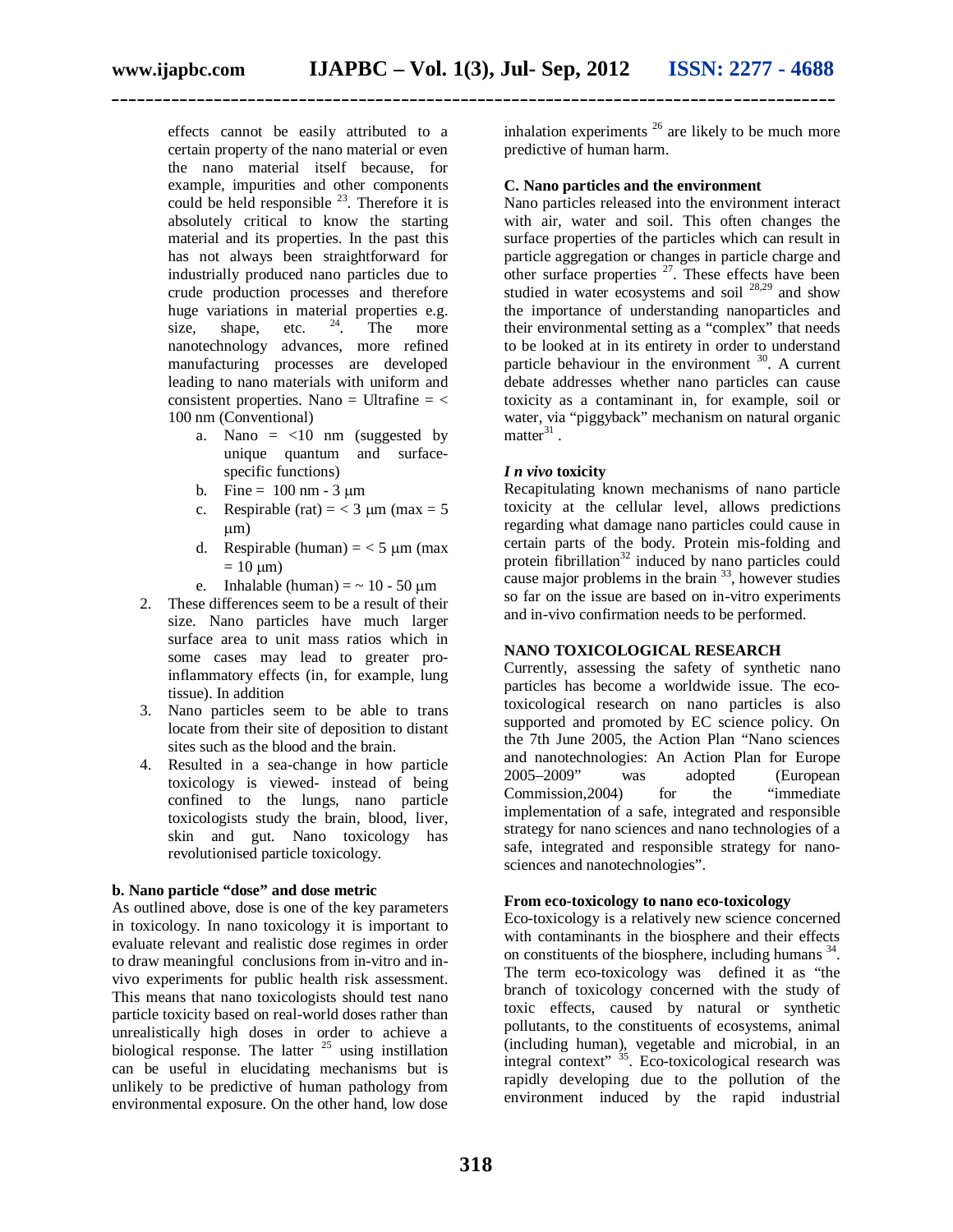effects cannot be easily attributed to a certain property of the nano material or even the nano material itself because, for example, impurities and other components could be held responsible [23]. Therefore it is absolutely critical to know the starting material and its properties. In the past this has not always been straightforward for industrially produced nano particles due to crude production processes and therefore huge variations in material properties e.g. size, shape, etc. [24]. The more nanotechnology advances, more refined manufacturing processes are developed leading to nano materials with uniform and consistent properties. Nano = Ultrafine = < 100 nm (Conventional)

a. Nano = <10 nm (suggested by unique quantum and surface-specific functions)
b. Fine = 100 nm - 3 μm
c. Respirable (rat) = < 3 μm (max = 5 μm)
d. Respirable (human) = < 5 μm (max = 10 μm)
e. Inhalable (human) = ~ 10 - 50 μm

2. These differences seem to be a result of their size. Nano particles have much larger surface area to unit mass ratios which in some cases may lead to greater pro-inflammatory effects (in, for example, lung tissue). In addition
3. Nano particles seem to be able to trans locate from their site of deposition to distant sites such as the blood and the brain.
4. Resulted in a sea-change in how particle toxicology is viewed- instead of being confined to the lungs, nano particle toxicologists study the brain, blood, liver, skin and gut. Nano toxicology has revolutionised particle toxicology.

**b. Nano particle "dose" and dose metric**

As outlined above, dose is one of the key parameters in toxicology. In nano toxicology it is important to evaluate relevant and realistic dose regimes in order to draw meaningful conclusions from in-vitro and in-vivo experiments for public health risk assessment. This means that nano toxicologists should test nano particle toxicity based on real-world doses rather than unrealistically high doses in order to achieve a biological response. The latter [25] using instillation can be useful in elucidating mechanisms but is unlikely to be predictive of human pathology from environmental exposure. On the other hand, low dose inhalation experiments [26] are likely to be much more predictive of human harm.

**C. Nano particles and the environment**

Nano particles released into the environment interact with air, water and soil. This often changes the surface properties of the particles which can result in particle aggregation or changes in particle charge and other surface properties [27]. These effects have been studied in water ecosystems and soil [28,29] and show the importance of understanding nanoparticles and their environmental setting as a "complex" that needs to be looked at in its entirety in order to understand particle behaviour in the environment [30]. A current debate addresses whether nano particles can cause toxicity as a contaminant in, for example, soil or water, via "piggyback" mechanism on natural organic matter[31].

***I n vivo* toxicity**

Recapitulating known mechanisms of nano particle toxicity at the cellular level, allows predictions regarding what damage nano particles could cause in certain parts of the body. Protein mis-folding and protein fibrillation[32] induced by nano particles could cause major problems in the brain [33], however studies so far on the issue are based on in-vitro experiments and in-vivo confirmation needs to be performed.

## NANO TOXICOLOGICAL RESEARCH

Currently, assessing the safety of synthetic nano particles has become a worldwide issue. The eco-toxicological research on nano particles is also supported and promoted by EC science policy. On the 7th June 2005, the Action Plan "Nano sciences and nanotechnologies: An Action Plan for Europe 2005–2009" was adopted (European Commission,2004) for the "immediate implementation of a safe, integrated and responsible strategy for nano sciences and nano technologies of a safe, integrated and responsible strategy for nano-sciences and nanotechnologies".

**From eco-toxicology to nano eco-toxicology**

Eco-toxicology is a relatively new science concerned with contaminants in the biosphere and their effects on constituents of the biosphere, including humans [34]. The term eco-toxicology was defined it as "the branch of toxicology concerned with the study of toxic effects, caused by natural or synthetic pollutants, to the constituents of ecosystems, animal (including human), vegetable and microbial, in an integral context" [35]. Eco-toxicological research was rapidly developing due to the pollution of the environment induced by the rapid industrial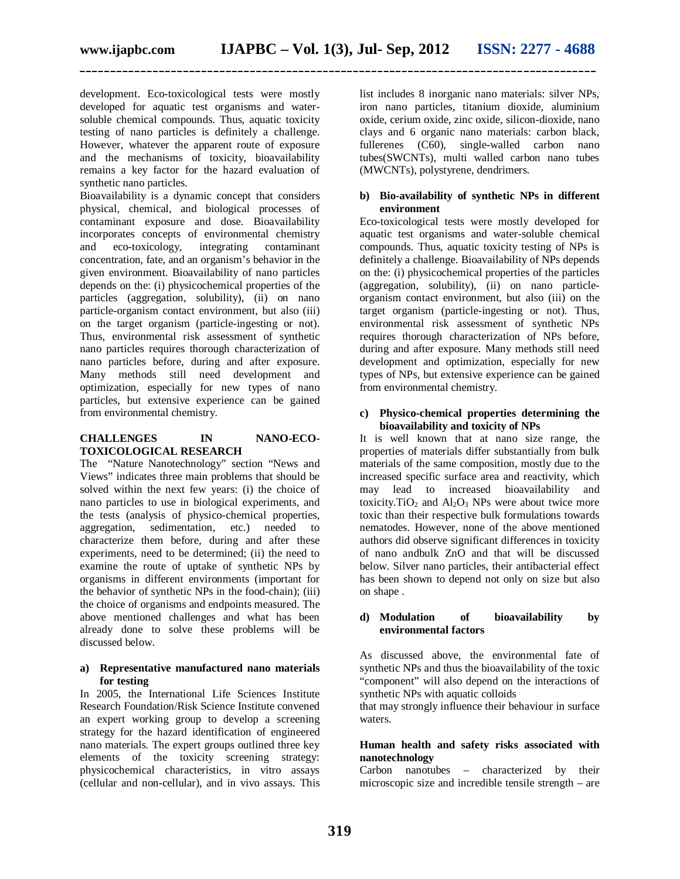development. Eco-toxicological tests were mostly developed for aquatic test organisms and water-soluble chemical compounds. Thus, aquatic toxicity testing of nano particles is definitely a challenge. However, whatever the apparent route of exposure and the mechanisms of toxicity, bioavailability remains a key factor for the hazard evaluation of synthetic nano particles.

Bioavailability is a dynamic concept that considers physical, chemical, and biological processes of contaminant exposure and dose. Bioavailability incorporates concepts of environmental chemistry and eco-toxicology, integrating contaminant concentration, fate, and an organism's behavior in the given environment. Bioavailability of nano particles depends on the: (i) physicochemical properties of the particles (aggregation, solubility), (ii) on nano particle-organism contact environment, but also (iii) on the target organism (particle-ingesting or not). Thus, environmental risk assessment of synthetic nano particles requires thorough characterization of nano particles before, during and after exposure. Many methods still need development and optimization, especially for new types of nano particles, but extensive experience can be gained from environmental chemistry.

## CHALLENGES IN NANO-ECO-TOXICOLOGICAL RESEARCH

The "Nature Nanotechnology" section "News and Views" indicates three main problems that should be solved within the next few years: (i) the choice of nano particles to use in biological experiments, and the tests (analysis of physico-chemical properties, aggregation, sedimentation, etc.) needed to characterize them before, during and after these experiments, need to be determined; (ii) the need to examine the route of uptake of synthetic NPs by organisms in different environments (important for the behavior of synthetic NPs in the food-chain); (iii) the choice of organisms and endpoints measured. The above mentioned challenges and what has been already done to solve these problems will be discussed below.

### a) Representative manufactured nano materials for testing

In 2005, the International Life Sciences Institute Research Foundation/Risk Science Institute convened an expert working group to develop a screening strategy for the hazard identification of engineered nano materials. The expert groups outlined three key elements of the toxicity screening strategy: physicochemical characteristics, in vitro assays (cellular and non-cellular), and in vivo assays. This list includes 8 inorganic nano materials: silver NPs, iron nano particles, titanium dioxide, aluminium oxide, cerium oxide, zinc oxide, silicon-dioxide, nano clays and 6 organic nano materials: carbon black, fullerenes (C60), single-walled carbon nano tubes(SWCNTs), multi walled carbon nano tubes (MWCNTs), polystyrene, dendrimers.

### b) Bio-availability of synthetic NPs in different environment

Eco-toxicological tests were mostly developed for aquatic test organisms and water-soluble chemical compounds. Thus, aquatic toxicity testing of NPs is definitely a challenge. Bioavailability of NPs depends on the: (i) physicochemical properties of the particles (aggregation, solubility), (ii) on nano particle-organism contact environment, but also (iii) on the target organism (particle-ingesting or not). Thus, environmental risk assessment of synthetic NPs requires thorough characterization of NPs before, during and after exposure. Many methods still need development and optimization, especially for new types of NPs, but extensive experience can be gained from environmental chemistry.

### c) Physico-chemical properties determining the bioavailability and toxicity of NPs

It is well known that at nano size range, the properties of materials differ substantially from bulk materials of the same composition, mostly due to the increased specific surface area and reactivity, which may lead to increased bioavailability and toxicity.$TiO_2$ and $Al_2O_3$ NPs were about twice more toxic than their respective bulk formulations towards nematodes. However, none of the above mentioned authors did observe significant differences in toxicity of nano andbulk ZnO and that will be discussed below. Silver nano particles, their antibacterial effect has been shown to depend not only on size but also on shape .

### d) Modulation of bioavailability by environmental factors

As discussed above, the environmental fate of synthetic NPs and thus the bioavailability of the toxic "component" will also depend on the interactions of synthetic NPs with aquatic colloids

that may strongly influence their behaviour in surface waters.

### Human health and safety risks associated with nanotechnology

Carbon nanotubes – characterized by their microscopic size and incredible tensile strength – are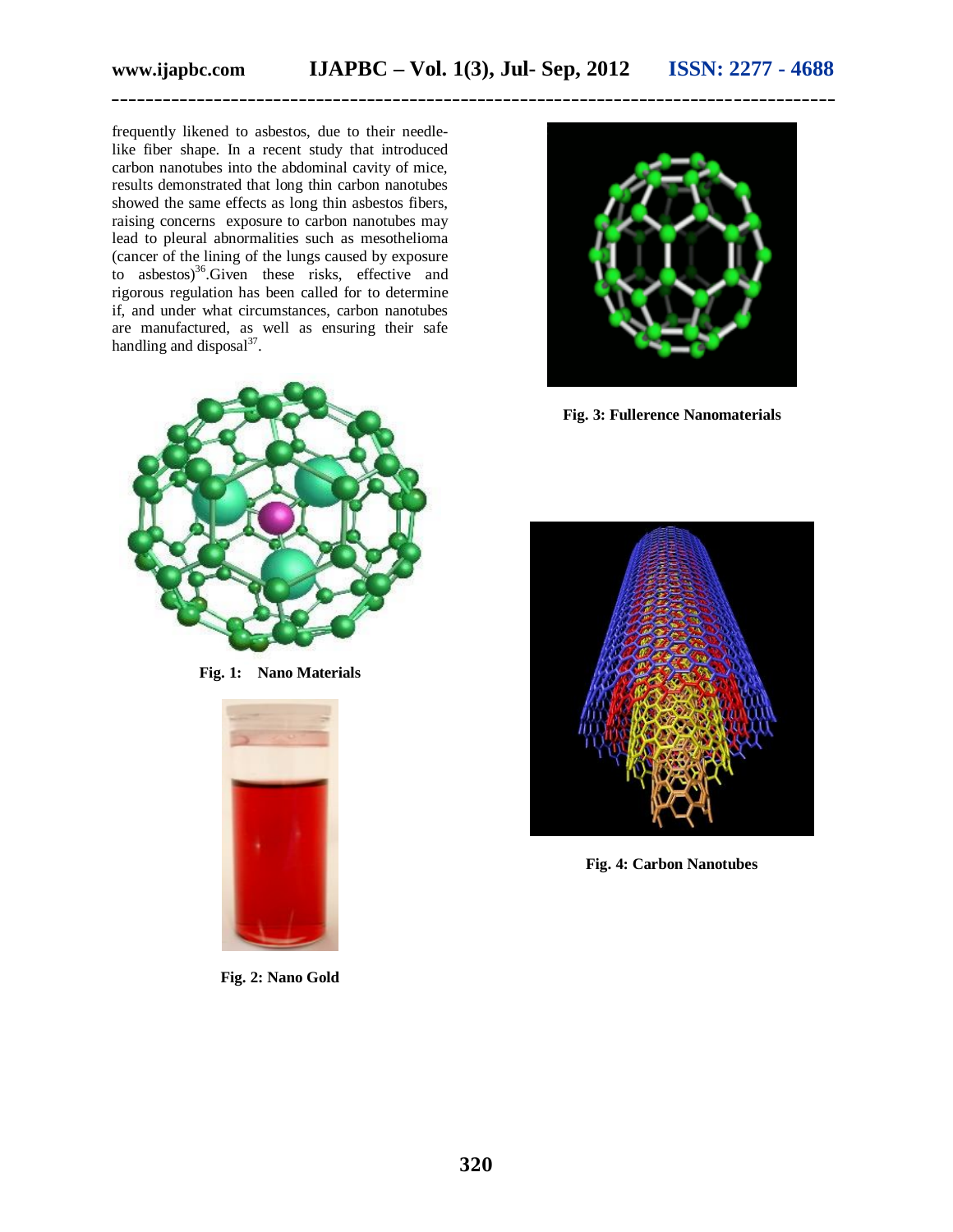frequently likened to asbestos, due to their needle-like fiber shape. In a recent study that introduced carbon nanotubes into the abdominal cavity of mice, results demonstrated that long thin carbon nanotubes showed the same effects as long thin asbestos fibers, raising concerns exposure to carbon nanotubes may lead to pleural abnormalities such as mesothelioma (cancer of the lining of the lungs caused by exposure to asbestos)[36].Given these risks, effective and rigorous regulation has been called for to determine if, and under what circumstances, carbon nanotubes are manufactured, as well as ensuring their safe handling and disposal[37].

**Fig. 1: Nano Materials**

**Fig. 2: Nano Gold**

**Fig. 3: Fullerence Nanomaterials**

**Fig. 4: Carbon Nanotubes**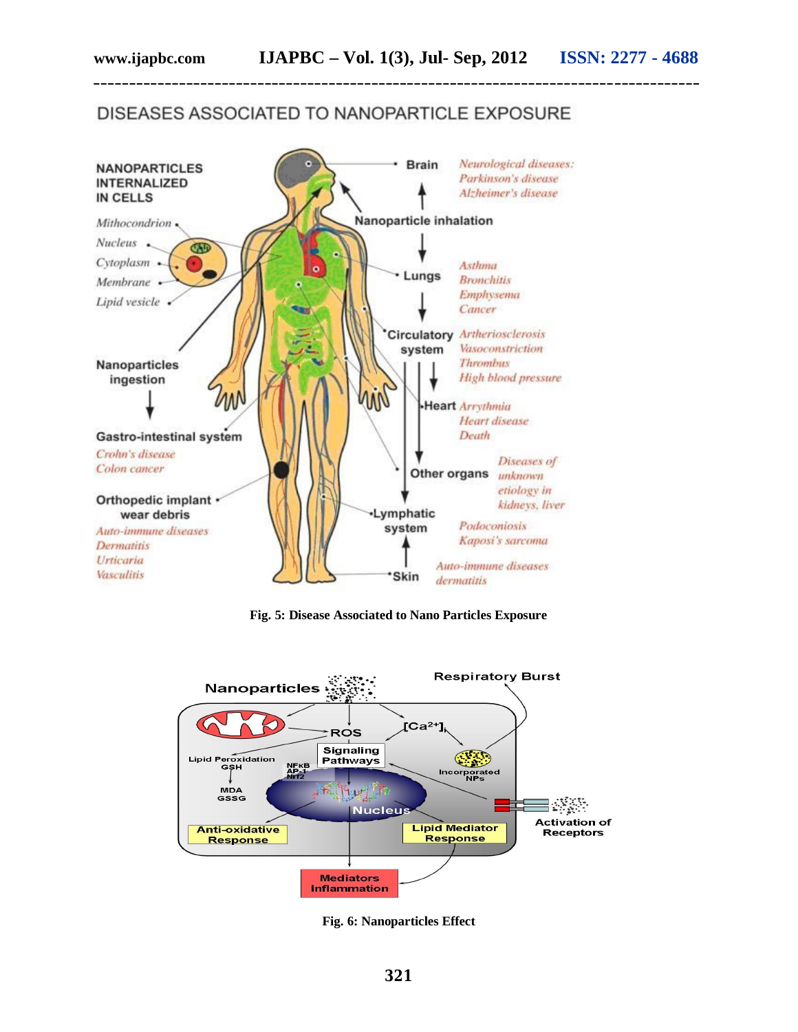Fig. 5: Disease Associated to Nano Particles Exposure

Fig. 6: Nanoparticles Effect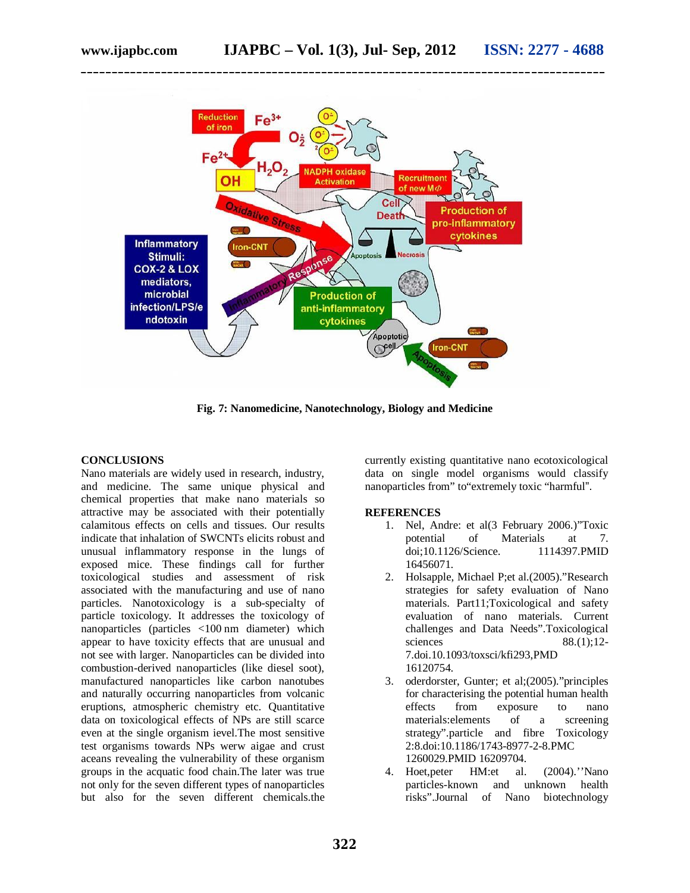Fig. 7: Nanomedicine, Nanotechnology, Biology and Medicine

## CONCLUSIONS

Nano materials are widely used in research, industry, and medicine. The same unique physical and chemical properties that make nano materials so attractive may be associated with their potentially calamitous effects on cells and tissues. Our results indicate that inhalation of SWCNTs elicits robust and unusual inflammatory response in the lungs of exposed mice. These findings call for further toxicological studies and assessment of risk associated with the manufacturing and use of nano particles. Nanotoxicology is a sub-specialty of particle toxicology. It addresses the toxicology of nanoparticles (particles <100 nm diameter) which appear to have toxicity effects that are unusual and not see with larger. Nanoparticles can be divided into combustion-derived nanoparticles (like diesel soot), manufactured nanoparticles like carbon nanotubes and naturally occurring nanoparticles from volcanic eruptions, atmospheric chemistry etc. Quantitative data on toxicological effects of NPs are still scarce even at the single organism ievel.The most sensitive test organisms towards NPs werw aigae and crust aceans revealing the vulnerability of these organism groups in the acquatic food chain.The later was true not only for the seven different types of nanoparticles but also for the seven different chemicals.the currently existing quantitative nano ecotoxicological data on single model organisms would classify nanoparticles from" to"extremely toxic "harmful".

## REFERENCES

1. Nel, Andre: et al(3 February 2006.)"Toxic potential of Materials at 7. doi;10.1126/Science. 1114397.PMID 16456071.
2. Holsapple, Michael P;et al.(2005)."Research strategies for safety evaluation of Nano materials. Part11;Toxicological and safety evaluation of nano materials. Current challenges and Data Needs".Toxicological sciences 88.(1);12-7.doi.10.1093/toxsci/kfi293,PMD 16120754.
3. oderdorster, Gunter; et al;(2005)."principles for characterising the potential human health effects from exposure to nano materials:elements of a screening strategy".particle and fibre Toxicology 2:8.doi:10.1186/1743-8977-2-8.PMC 1260029.PMID 16209704.
4. Hoet,peter HM:et al. (2004).''Nano particles-known and unknown health risks".Journal of Nano biotechnology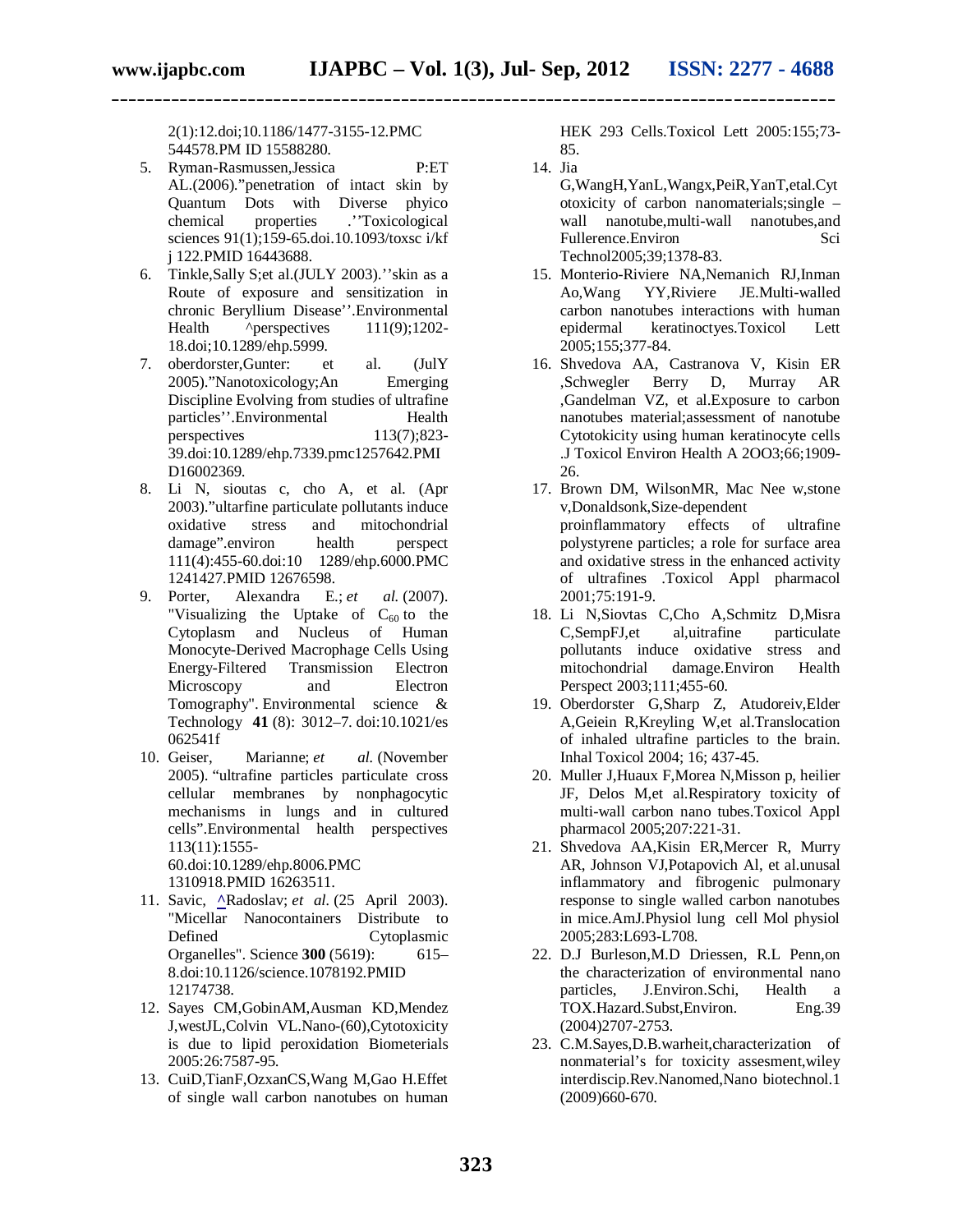2(1):12.doi;10.1186/1477-3155-12.PMC 544578.PM ID 15588280.

5. Ryman-Rasmussen,Jessica P:ET AL.(2006).”penetration of intact skin by Quantum Dots with Diverse phyico chemical properties .’’Toxicological sciences 91(1);159-65.doi.10.1093/toxsc i/kf j 122.PMID 16443688.
6. Tinkle,Sally S;et al.(JULY 2003).’’skin as a Route of exposure and sensitization in chronic Beryllium Disease’’.Environmental Health ^perspectives 111(9);1202-18.doi;10.1289/ehp.5999.
7. oberdorster,Gunter: et al. (JulY 2005).”Nanotoxicology;An Emerging Discipline Evolving from studies of ultrafine particles’’.Environmental Health perspectives 113(7);823-39.doi:10.1289/ehp.7339.pmc1257642.PMI D16002369.
8. Li N, sioutas c, cho A, et al. (Apr 2003).”ultarfine particulate pollutants induce oxidative stress and mitochondrial damage”.environ health perspect 111(4):455-60.doi:10 1289/ehp.6000.PMC 1241427.PMID 12676598.
9. Porter, Alexandra E.; *et al.* (2007). "Visualizing the Uptake of $C_{60}$ to the Cytoplasm and Nucleus of Human Monocyte-Derived Macrophage Cells Using Energy-Filtered Transmission Electron Microscopy and Electron Tomography". Environmental science & Technology **41** (8): 3012–7. doi:10.1021/es 062541f
10. Geiser, Marianne; *et al.* (November 2005). “ultrafine particles particulate cross cellular membranes by nonphagocytic mechanisms in lungs and in cultured cells”.Environmental health perspectives 113(11):1555-60.doi:10.1289/ehp.8006.PMC 1310918.PMID 16263511.
11. Savic, ^Radoslav; *et al.* (25 April 2003). "Micellar Nanocontainers Distribute to Defined Cytoplasmic Organelles". Science **300** (5619): 615–8.doi:10.1126/science.1078192.PMID 12174738.
12. Sayes CM,GobinAM,Ausman KD,Mendez J,westJL,Colvin VL.Nano-(60),Cytotoxicity is due to lipid peroxidation Biometerials 2005:26:7587-95.
13. CuiD,TianF,OzxanCS,Wang M,Gao H.Effet of single wall carbon nanotubes on human HEK 293 Cells.Toxicol Lett 2005:155;73-85.
14. Jia G,WangH,YanL,Wangx,PeiR,YanT,etal.Cytotoxicity of carbon nanomaterials;single –wall nanotube,multi-wall nanotubes,and Fullerence.Environ Sci Technol2005;39;1378-83.
15. Monterio-Riviere NA,Nemanich RJ,Inman Ao,Wang YY,Riviere JE.Multi-walled carbon nanotubes interactions with human epidermal keratinoctyes.Toxicol Lett 2005;155;377-84.
16. Shvedova AA, Castranova V, Kisin ER ,Schwegler Berry D, Murray AR ,Gandelman VZ, et al.Exposure to carbon nanotubes material;assessment of nanotube Cytotokicity using human keratinocyte cells .J Toxicol Environ Health A 2OO3;66;1909-26.
17. Brown DM, WilsonMR, Mac Nee w,stone v,Donaldsonk,Size-dependent proinflammatory effects of ultrafine polystyrene particles; a role for surface area and oxidative stress in the enhanced activity of ultrafines .Toxicol Appl pharmacol 2001;75:191-9.
18. Li N,Siovtas C,Cho A,Schmitz D,Misra C,SempFJ,et al,uitrafine particulate pollutants induce oxidative stress and mitochondrial damage.Environ Health Perspect 2003;111;455-60.
19. Oberdorster G,Sharp Z, Atudoreiv,Elder A,Geiein R,Kreyling W,et al.Translocation of inhaled ultrafine particles to the brain. Inhal Toxicol 2004; 16; 437-45.
20. Muller J,Huaux F,Morea N,Misson p, heilier JF, Delos M,et al.Respiratory toxicity of multi-wall carbon nano tubes.Toxicol Appl pharmacol 2005;207:221-31.
21. Shvedova AA,Kisin ER,Mercer R, Murry AR, Johnson VJ,Potapovich Al, et al.unusal inflammatory and fibrogenic pulmonary response to single walled carbon nanotubes in mice.AmJ.Physiol lung cell Mol physiol 2005;283:L693-L708.
22. D.J Burleson,M.D Driessen, R.L Penn,on the characterization of environmental nano particles, J.Environ.Schi, Health a TOX.Hazard.Subst,Environ. Eng.39 (2004)2707-2753.
23. C.M.Sayes,D.B.warheit,characterization of nonmaterial’s for toxicity assesment,wiley interdiscip.Rev.Nanomed,Nano biotechnol.1 (2009)660-670.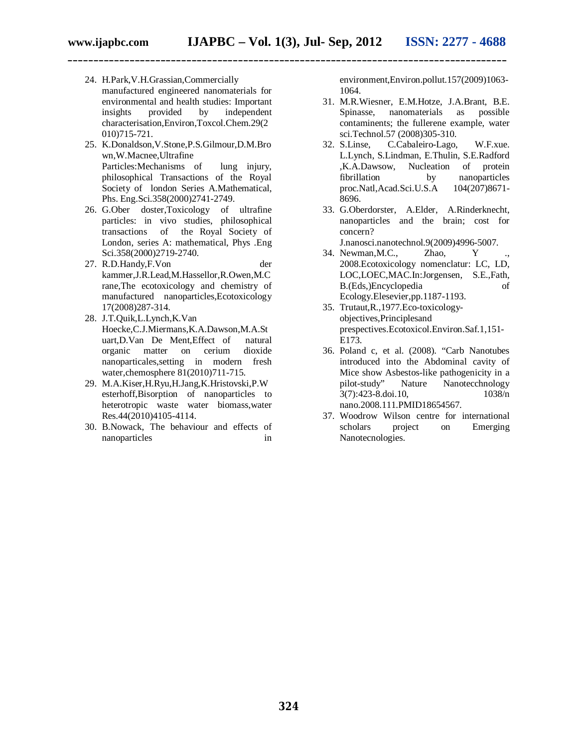24. H.Park,V.H.Grassian,Commercially manufactured engineered nanomaterials for environmental and health studies: Important insights provided by independent characterisation,Environ,Toxcol.Chem.29(2010)715-721.
25. K.Donaldson,V.Stone,P.S.Gilmour,D.M.Brown,W.Macnee,Ultrafine Particles:Mechanisms of lung injury, philosophical Transactions of the Royal Society of london Series A.Mathematical, Phs. Eng.Sci.358(2000)2741-2749.
26. G.Ober doster,Toxicology of ultrafine particles: in vivo studies, philosophical transactions of the Royal Society of London, series A: mathematical, Phys .Eng Sci.358(2000)2719-2740.
27. R.D.Handy,F.Von der kammer,J.R.Lead,M.Hassellor,R.Owen,M.Crane,The ecotoxicology and chemistry of manufactured nanoparticles,Ecotoxicology 17(2008)287-314.
28. J.T.Quik,L.Lynch,K.Van Hoecke,C.J.Miermans,K.A.Dawson,M.A.Stuart,D.Van De Ment,Effect of natural organic matter on cerium dioxide nanoparticales,setting in modern fresh water,chemosphere 81(2010)711-715.
29. M.A.Kiser,H.Ryu,H.Jang,K.Hristovski,P.Westerhoff,Bisorption of nanoparticles to heterotropic waste water biomass,water Res.44(2010)4105-4114.
30. B.Nowack, The behaviour and effects of nanoparticles in environment,Environ.pollut.157(2009)1063-1064.
31. M.R.Wiesner, E.M.Hotze, J.A.Brant, B.E. Spinasse, nanomaterials as possible contaminents; the fullerene example, water sci.Technol.57 (2008)305-310.
32. S.Linse, C.Cabaleiro-Lago, W.F.xue. L.Lynch, S.Lindman, E.Thulin, S.E.Radford ,K.A.Dawsow, Nucleation of protein fibrillation by nanoparticles proc.Natl,Acad.Sci.U.S.A 104(207)8671-8696.
33. G.Oberdorster, A.Elder, A.Rinderknecht, nanoparticles and the brain; cost for concern? J.nanosci.nanotechnol.9(2009)4996-5007.
34. Newman,M.C., Zhao, Y ., 2008.Ecotoxicology nomenclatur: LC, LD, LOC,LOEC,MAC.In:Jorgensen, S.E.,Fath, B.(Eds,)Encyclopedia of Ecology.Elesevier,pp.1187-1193.
35. Trutaut,R.,1977.Eco-toxicology-objectives,Principlesand prespectives.Ecotoxicol.Environ.Saf.1,151-E173.
36. Poland c, et al. (2008). "Carb Nanotubes introduced into the Abdominal cavity of Mice show Asbestos-like pathogenicity in a pilot-study" Nature Nanotecchnology 3(7):423-8.doi.10, 1038/nnano.2008.111.PMID18654567.
37. Woodrow Wilson centre for international scholars project on Emerging Nanotecnologies.